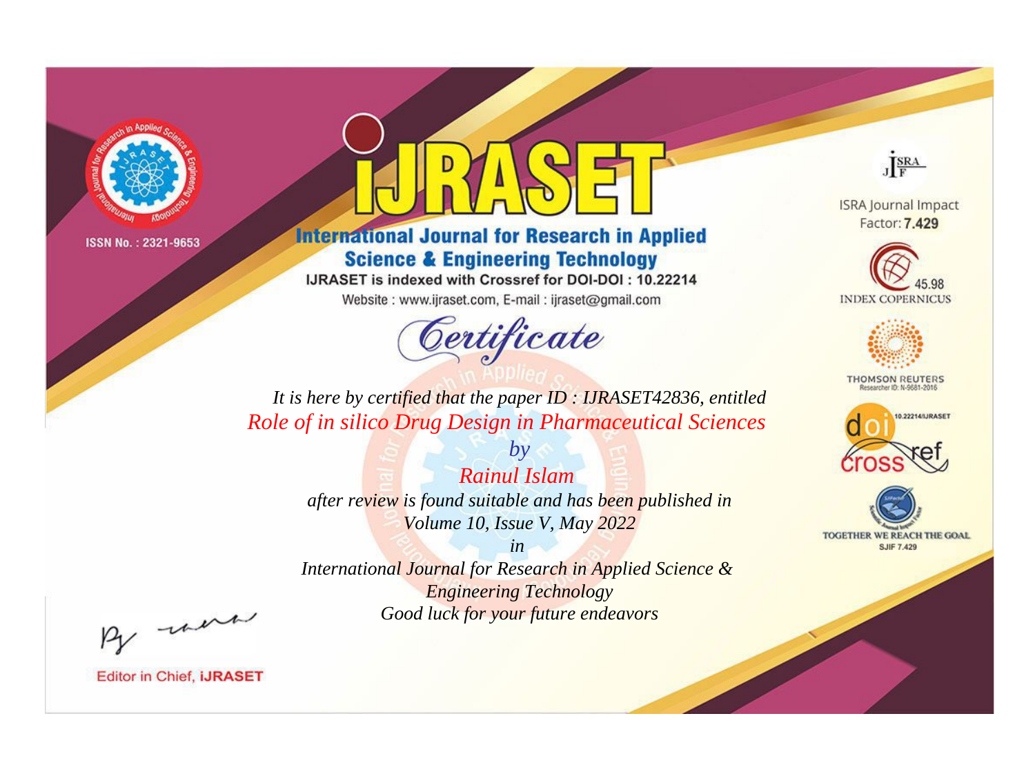ISSN No. : 2321-9653

# IJRASET

## International Journal for Research in Applied Science & Engineering Technology

IJRASET is indexed with Crossref for DOI-DOI : 10.22214

Website : www.ijraset.com, E-mail : ijraset@gmail.com

ISRA Journal Impact Factor: **7.429**

45.98 INDEX COPERNICUS

THOMSON REUTERS Researcher ID: N-9681-2016

10.22214/IJRASET

TOGETHER WE REACH THE GOAL SJIF 7.429

## *Certificate*

*It is here by certified that the paper ID : IJRASET42836, entitled*

*Role of in silico Drug Design in Pharmaceutical Sciences*

*by*

*Rainul Islam*

*after review is found suitable and has been published in*

*Volume 10, Issue V, May 2022*

*in*

*International Journal for Research in Applied Science & Engineering Technology*

*Good luck for your future endeavors*

Editor in Chief, **iJRASET**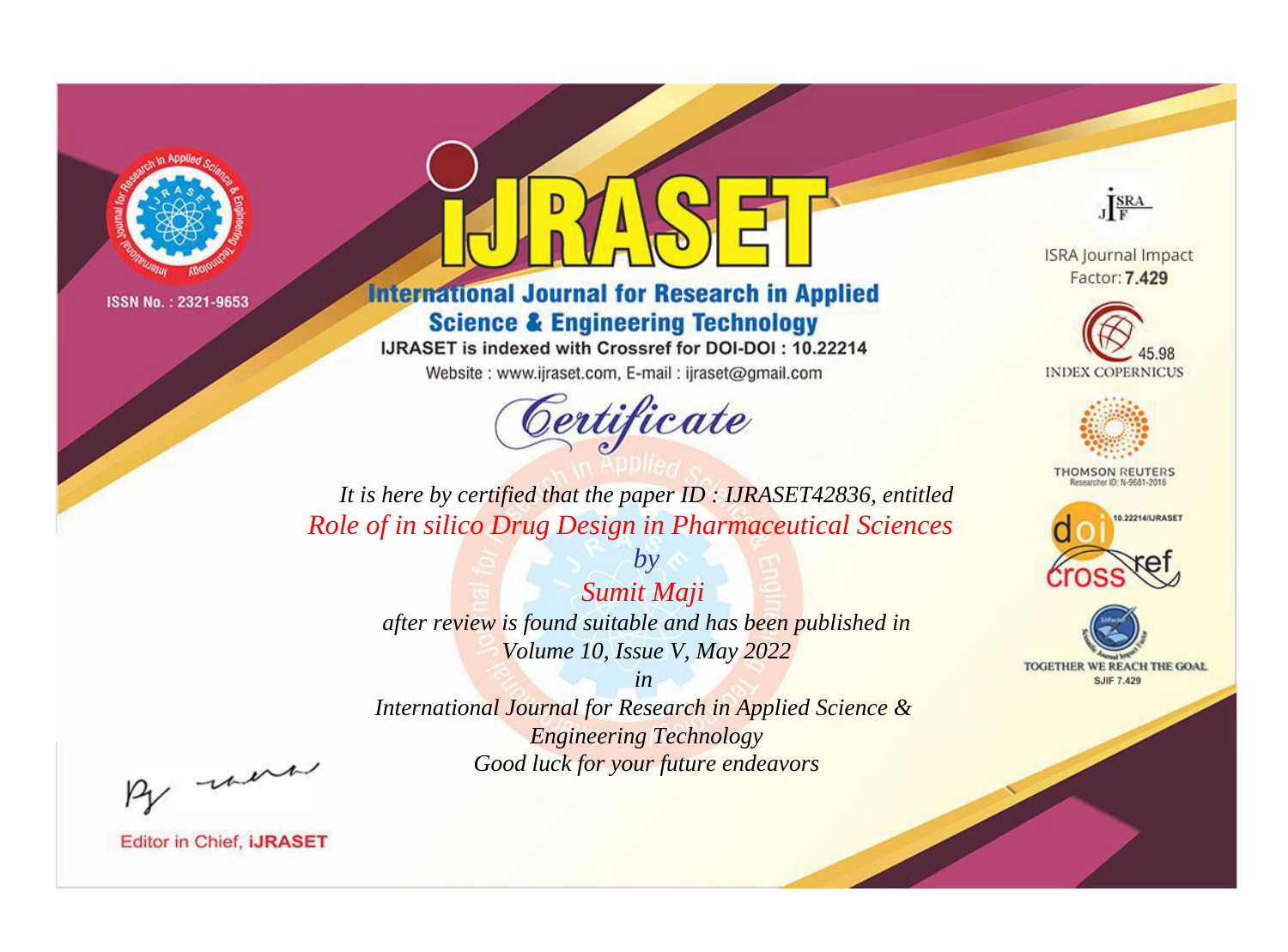ISSN No. : 2321-9653

# IJRASET

## International Journal for Research in Applied Science & Engineering Technology

IJRASET is indexed with Crossref for DOI-DOI : 10.22214

Website : www.ijraset.com, E-mail : ijraset@gmail.com

*Certificate*

*It is here by certified that the paper ID : IJRASET42836, entitled*

*Role of in silico Drug Design in Pharmaceutical Sciences*

*by*

*Sumit Maji*

*after review is found suitable and has been published in*

*Volume 10, Issue V, May 2022*

*in*

*International Journal for Research in Applied Science & Engineering Technology*

*Good luck for your future endeavors*

ISRA Journal Impact Factor: **7.429**

45.98 INDEX COPERNICUS

THOMSON REUTERS Researcher ID: N-9681-2016

10.22214/IJRASET

TOGETHER WE REACH THE GOAL SJIF 7.429

Editor in Chief, **iJRASET**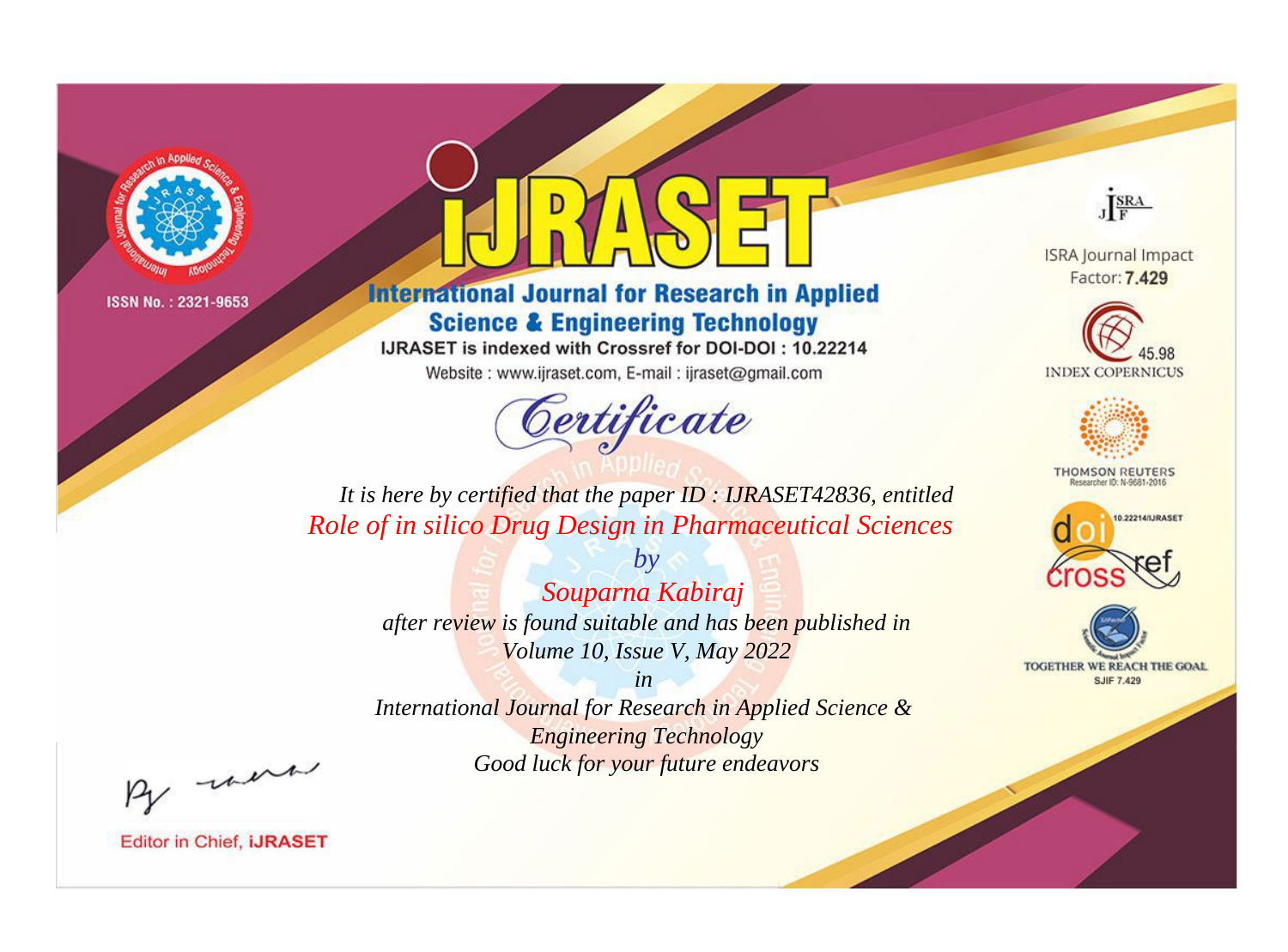ISSN No. : 2321-9653

# iJRASET

## International Journal for Research in Applied Science & Engineering Technology

IJRASET is indexed with Crossref for DOI-DOI : 10.22214

Website : www.ijraset.com, E-mail : ijraset@gmail.com

ISRA Journal Impact Factor: **7.429**

45.98 INDEX COPERNICUS

THOMSON REUTERS Researcher ID: N-9681-2016

10.22214/IJRASET

TOGETHER WE REACH THE GOAL SJIF 7.429

# *Certificate*

*It is here by certified that the paper ID : IJRASET42836, entitled*

*Role of in silico Drug Design in Pharmaceutical Sciences*

*by*

*Souparna Kabiraj*

*after review is found suitable and has been published in*

*Volume 10, Issue V, May 2022*

*in*

*International Journal for Research in Applied Science & Engineering Technology*

*Good luck for your future endeavors*

Editor in Chief, **iJRASET**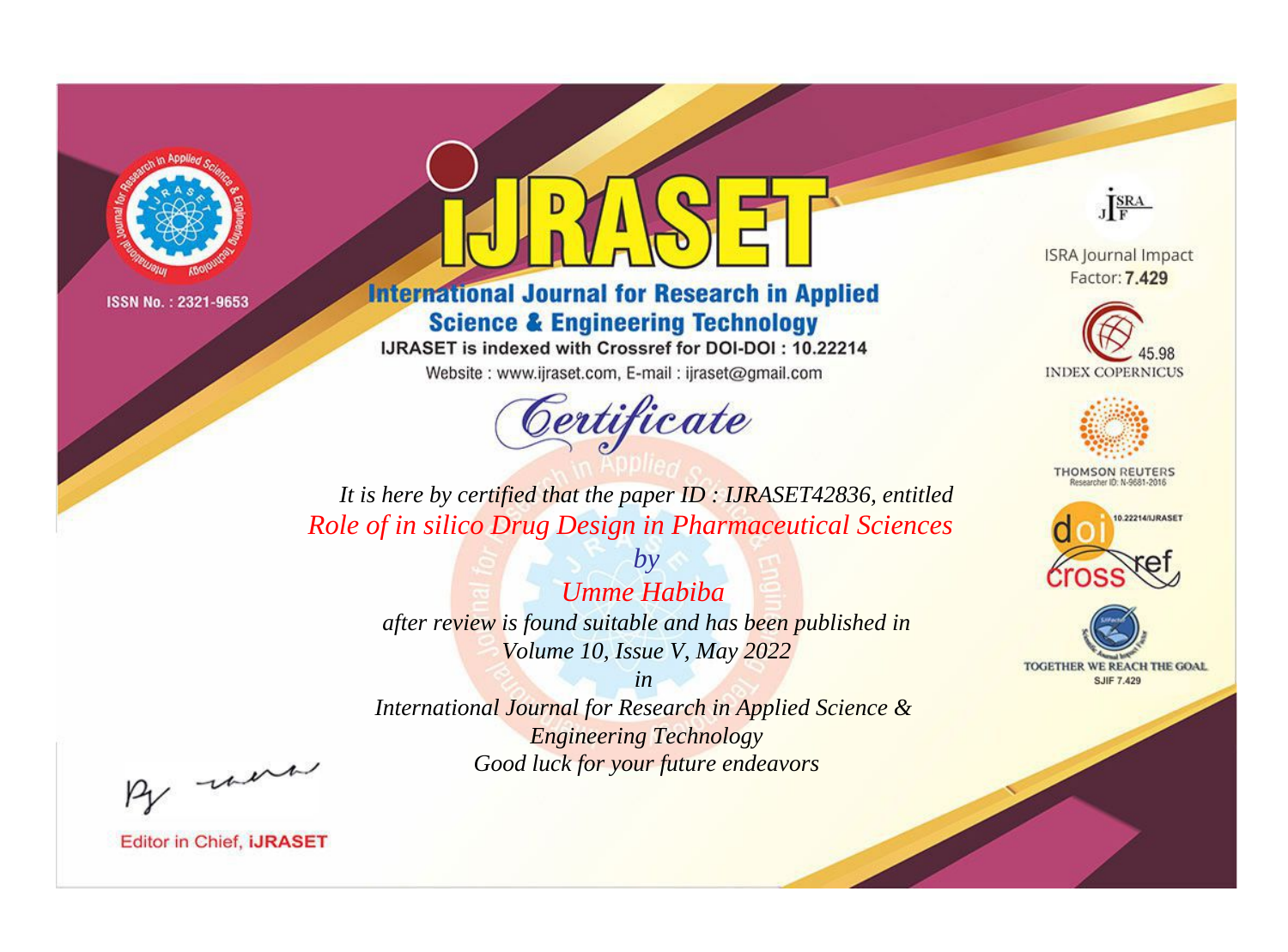ISSN No. : 2321-9653

# IJRASET

## International Journal for Research in Applied Science & Engineering Technology

IJRASET is indexed with Crossref for DOI-DOI : 10.22214

Website : www.ijraset.com, E-mail : ijraset@gmail.com

## Certificate

*It is here by certified that the paper ID : IJRASET42836, entitled*

*Role of in silico Drug Design in Pharmaceutical Sciences*

*by*

*Umme Habiba*

*after review is found suitable and has been published in*

*Volume 10, Issue V, May 2022*

*in*

*International Journal for Research in Applied Science & Engineering Technology*

*Good luck for your future endeavors*

ISRA Journal Impact Factor: **7.429**

45.98 INDEX COPERNICUS

THOMSON REUTERS Researcher ID: N-9681-2016

10.22214/IJRASET

TOGETHER WE REACH THE GOAL SJIF 7.429

Editor in Chief, **IJRASET**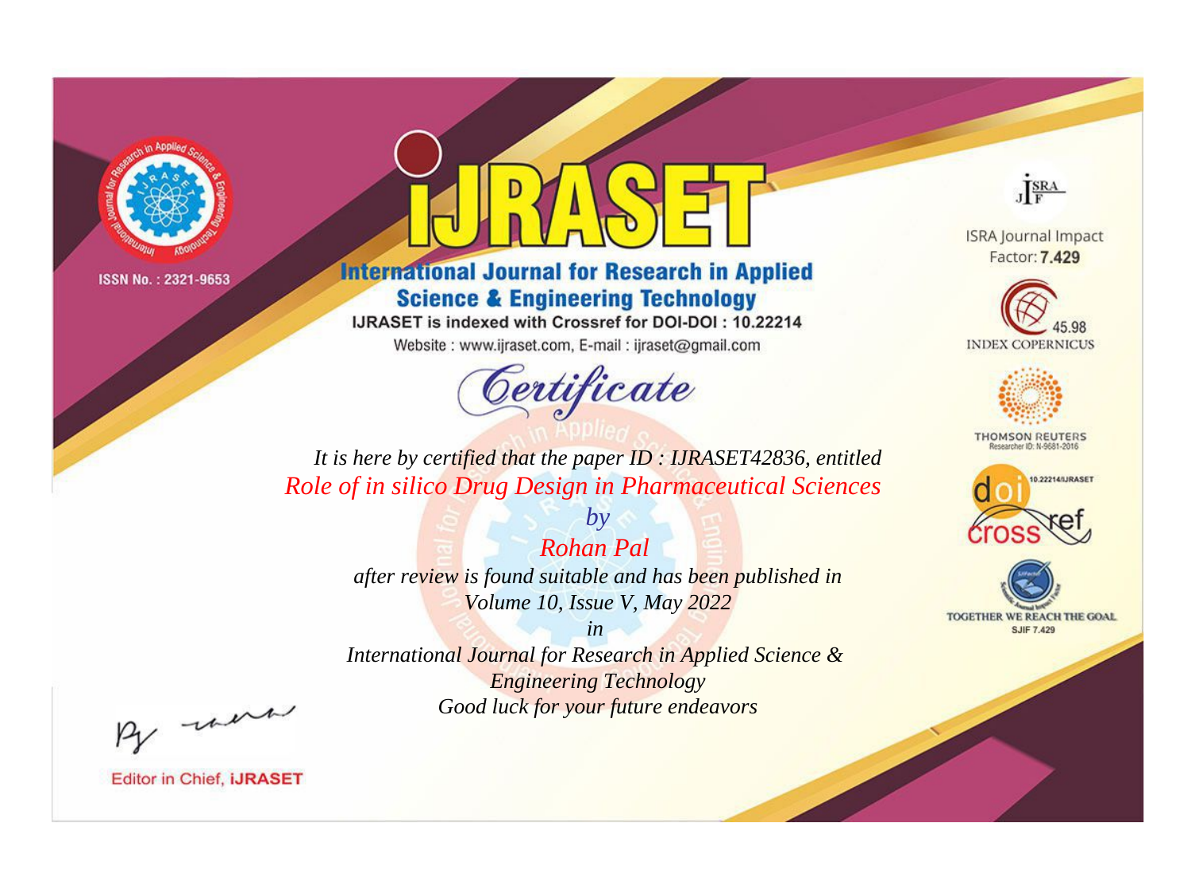ISSN No. : 2321-9653

# iJRASET

## International Journal for Research in Applied Science & Engineering Technology

IJRASET is indexed with Crossref for DOI-DOI : 10.22214

Website : www.ijraset.com, E-mail : ijraset@gmail.com

# Certificate

*It is here by certified that the paper ID : IJRASET42836, entitled*

*Role of in silico Drug Design in Pharmaceutical Sciences*

*by*

*Rohan Pal*

*after review is found suitable and has been published in*

*Volume 10, Issue V, May 2022*

*in*

*International Journal for Research in Applied Science & Engineering Technology*

*Good luck for your future endeavors*

ISRA Journal Impact Factor: **7.429**

45.98 INDEX COPERNICUS

THOMSON REUTERS Researcher ID: N-9681-2016

10.22214/IJRASET

TOGETHER WE REACH THE GOAL SJIF 7.429

Editor in Chief, **iJRASET**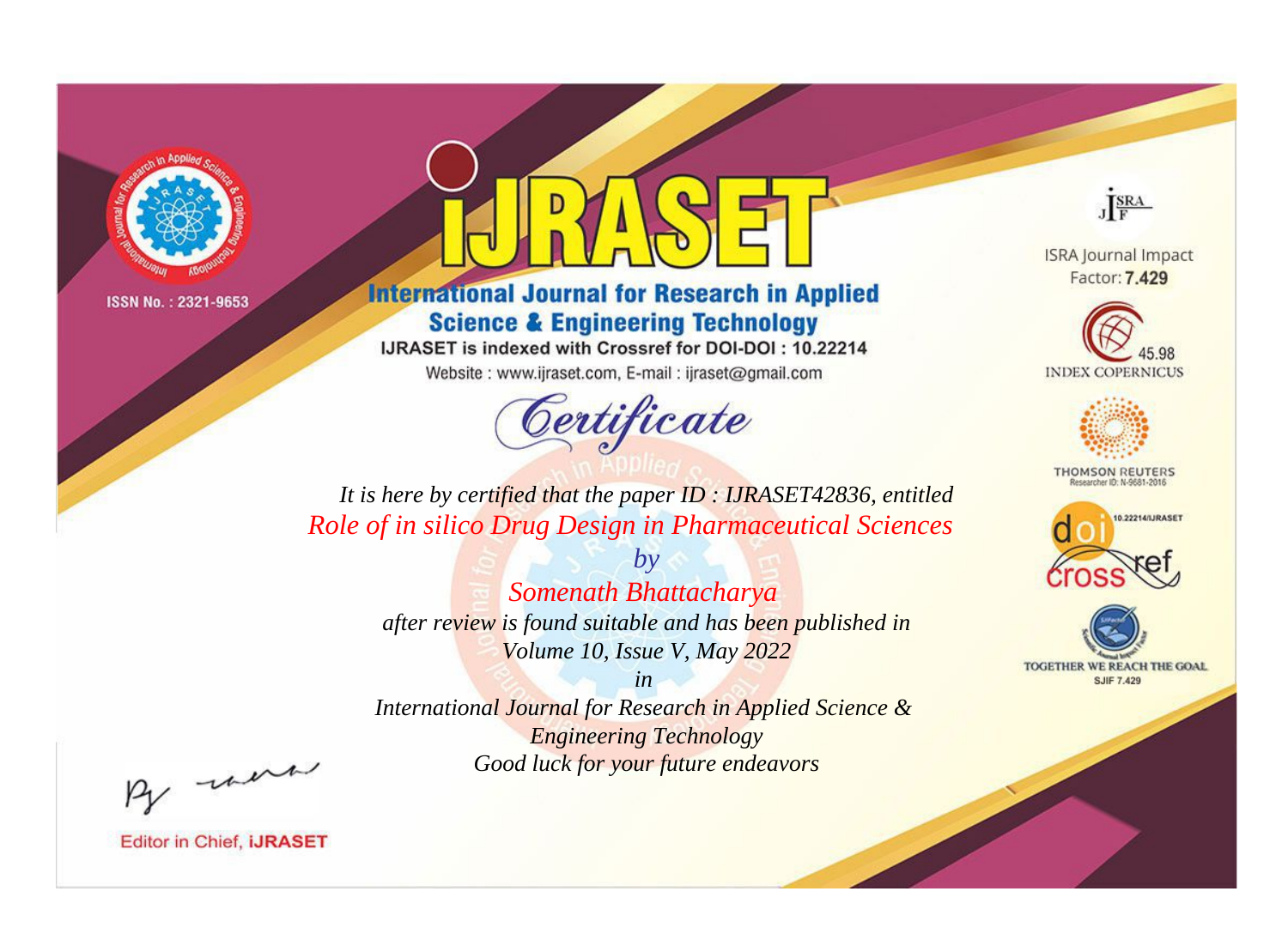ISSN No. : 2321-9653

# IJRASET

## International Journal for Research in Applied Science & Engineering Technology

IJRASET is indexed with Crossref for DOI-DOI : 10.22214

Website : www.ijraset.com, E-mail : ijraset@gmail.com

*Certificate*

*It is here by certified that the paper ID : IJRASET42836, entitled*

*Role of in silico Drug Design in Pharmaceutical Sciences*

*by*

*Somenath Bhattacharya*

*after review is found suitable and has been published in*

*Volume 10, Issue V, May 2022*

*in*

*International Journal for Research in Applied Science & Engineering Technology*

*Good luck for your future endeavors*

ISRA Journal Impact Factor: **7.429**

45.98 INDEX COPERNICUS

THOMSON REUTERS Researcher ID: N-9681-2016

10.22214/IJRASET

TOGETHER WE REACH THE GOAL SJIF 7.429

Editor in Chief, **iJRASET**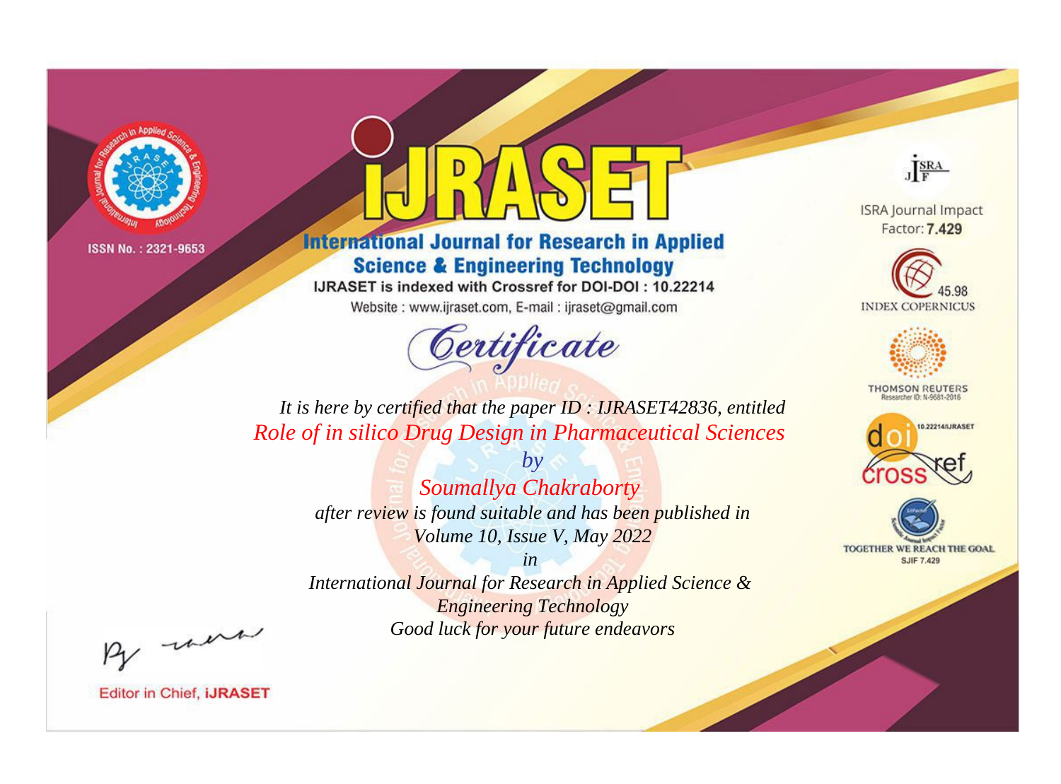ISSN No. : 2321-9653

# iJRASET

## International Journal for Research in Applied Science & Engineering Technology

IJRASET is indexed with Crossref for DOI-DOI : 10.22214

Website : www.ijraset.com, E-mail : ijraset@gmail.com

ISRA Journal Impact Factor: **7.429**

45.98 INDEX COPERNICUS

THOMSON REUTERS Researcher ID: N-9681-2016

10.22214/IJRASET

TOGETHER WE REACH THE GOAL SJIF 7.429

# Certificate

*It is here by certified that the paper ID : IJRASET42836, entitled*

*Role of in silico Drug Design in Pharmaceutical Sciences*

*by*

*Soumallya Chakraborty*

*after review is found suitable and has been published in*

*Volume 10, Issue V, May 2022*

*in*

*International Journal for Research in Applied Science & Engineering Technology*

*Good luck for your future endeavors*

Editor in Chief, iJRASET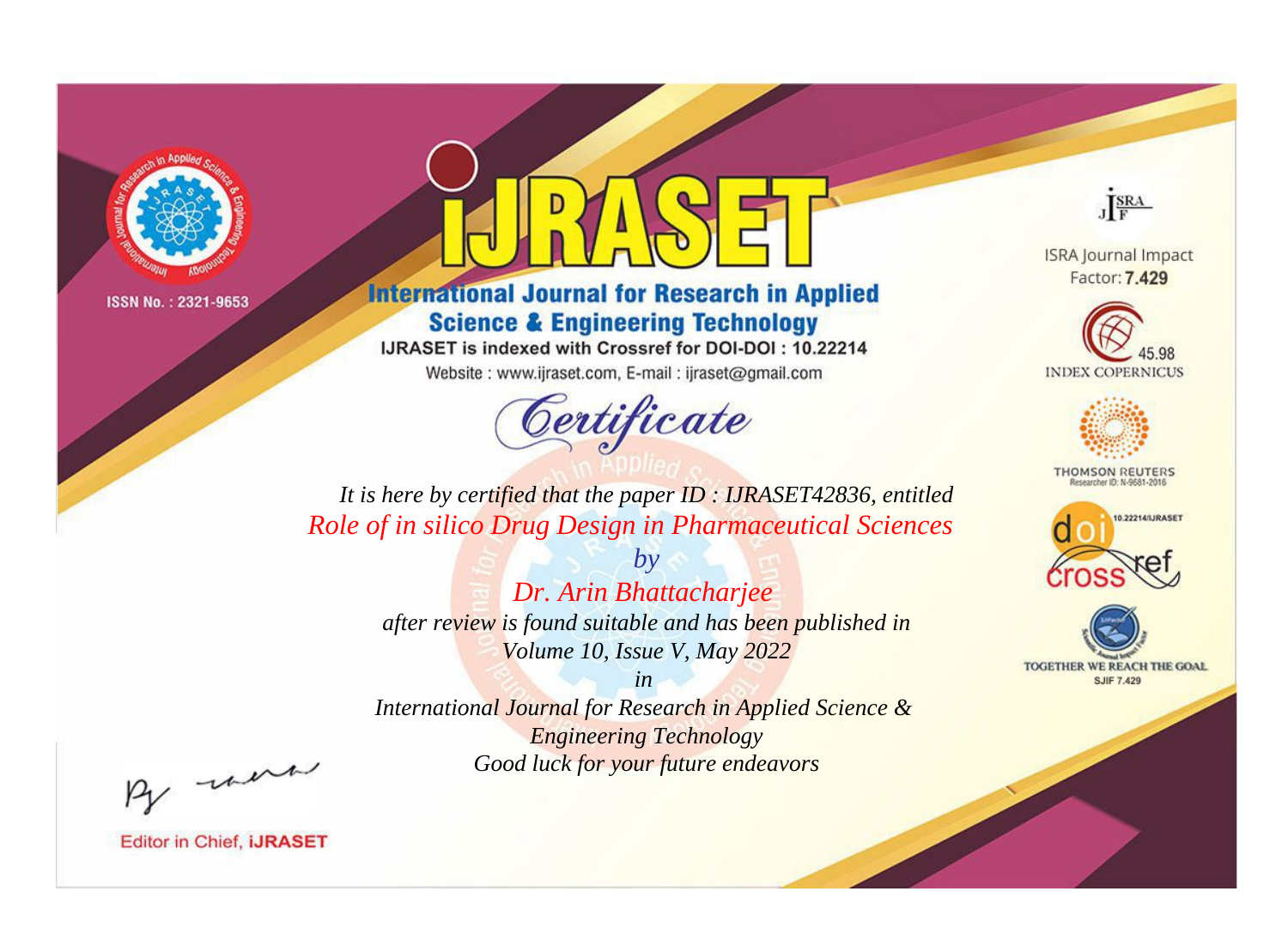ISSN No. : 2321-9653

# IJRASET

## International Journal for Research in Applied Science & Engineering Technology

IJRASET is indexed with Crossref for DOI-DOI : 10.22214

Website : www.ijraset.com, E-mail : ijraset@gmail.com

*Certificate*

*It is here by certified that the paper ID : IJRASET42836, entitled*

*Role of in silico Drug Design in Pharmaceutical Sciences*

*by*

*Dr. Arin Bhattacharjee*

*after review is found suitable and has been published in*

*Volume 10, Issue V, May 2022*

*in*

*International Journal for Research in Applied Science & Engineering Technology*

*Good luck for your future endeavors*

ISRA Journal Impact Factor: **7.429**

45.98 INDEX COPERNICUS

THOMSON REUTERS Researcher ID: N-9681-2016

10.22214/IJRASET

TOGETHER WE REACH THE GOAL SJIF 7.429

Editor in Chief, **iJRASET**